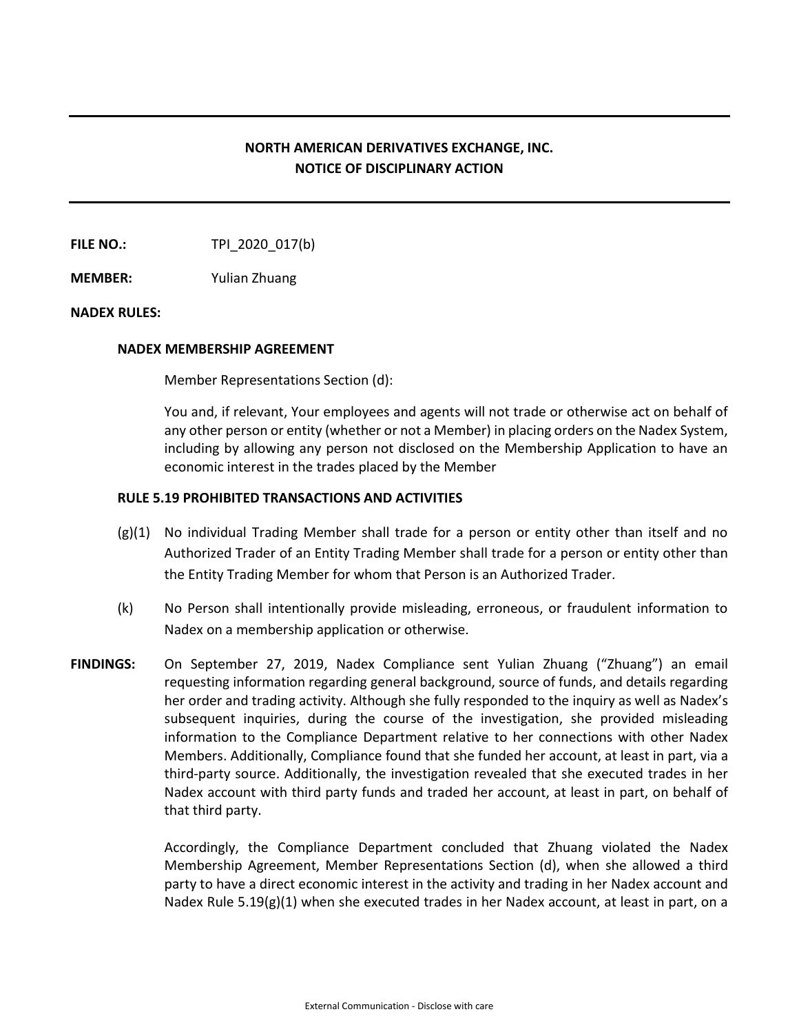**NORTH AMERICAN DERIVATIVES EXCHANGE, INC.**
**NOTICE OF DISCIPLINARY ACTION**

---

**FILE NO.:** TPI_2020_017(b)

**MEMBER:** Yulian Zhuang

**NADEX RULES:**

**NADEX MEMBERSHIP AGREEMENT**

Member Representations Section (d):

You and, if relevant, Your employees and agents will not trade or otherwise act on behalf of any other person or entity (whether or not a Member) in placing orders on the Nadex System, including by allowing any person not disclosed on the Membership Application to have an economic interest in the trades placed by the Member

**RULE 5.19 PROHIBITED TRANSACTIONS AND ACTIVITIES**

(g)(1) No individual Trading Member shall trade for a person or entity other than itself and no Authorized Trader of an Entity Trading Member shall trade for a person or entity other than the Entity Trading Member for whom that Person is an Authorized Trader.

(k) No Person shall intentionally provide misleading, erroneous, or fraudulent information to Nadex on a membership application or otherwise.

**FINDINGS:** On September 27, 2019, Nadex Compliance sent Yulian Zhuang ("Zhuang") an email requesting information regarding general background, source of funds, and details regarding her order and trading activity. Although she fully responded to the inquiry as well as Nadex's subsequent inquiries, during the course of the investigation, she provided misleading information to the Compliance Department relative to her connections with other Nadex Members. Additionally, Compliance found that she funded her account, at least in part, via a third-party source. Additionally, the investigation revealed that she executed trades in her Nadex account with third party funds and traded her account, at least in part, on behalf of that third party.

Accordingly, the Compliance Department concluded that Zhuang violated the Nadex Membership Agreement, Member Representations Section (d), when she allowed a third party to have a direct economic interest in the activity and trading in her Nadex account and Nadex Rule 5.19(g)(1) when she executed trades in her Nadex account, at least in part, on a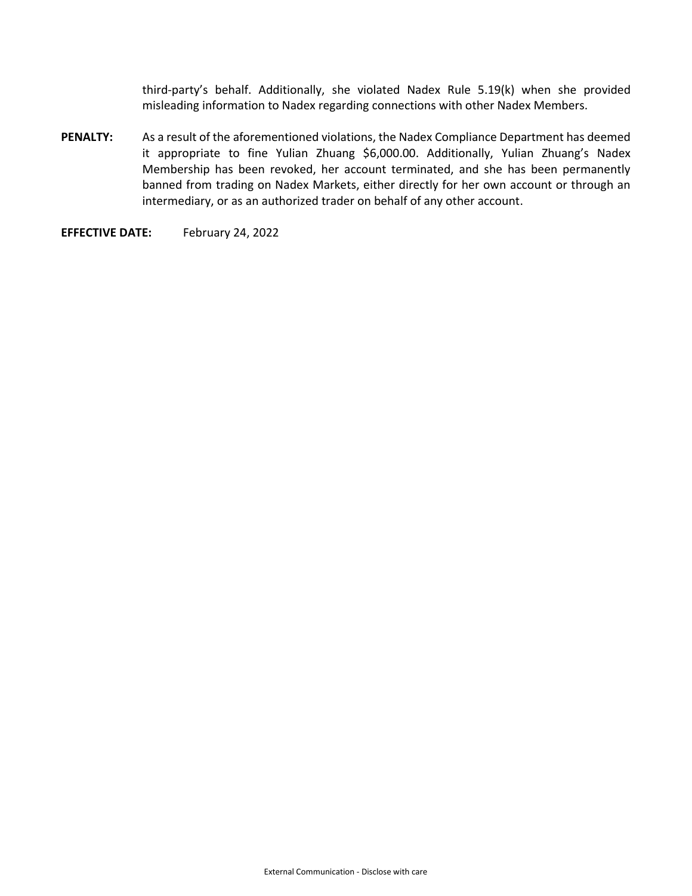third-party's behalf. Additionally, she violated Nadex Rule 5.19(k) when she provided misleading information to Nadex regarding connections with other Nadex Members.

**PENALTY:** As a result of the aforementioned violations, the Nadex Compliance Department has deemed it appropriate to fine Yulian Zhuang $6,000.00. Additionally, Yulian Zhuang's Nadex Membership has been revoked, her account terminated, and she has been permanently banned from trading on Nadex Markets, either directly for her own account or through an intermediary, or as an authorized trader on behalf of any other account.

**EFFECTIVE DATE:** February 24, 2022

External Communication - Disclose with care